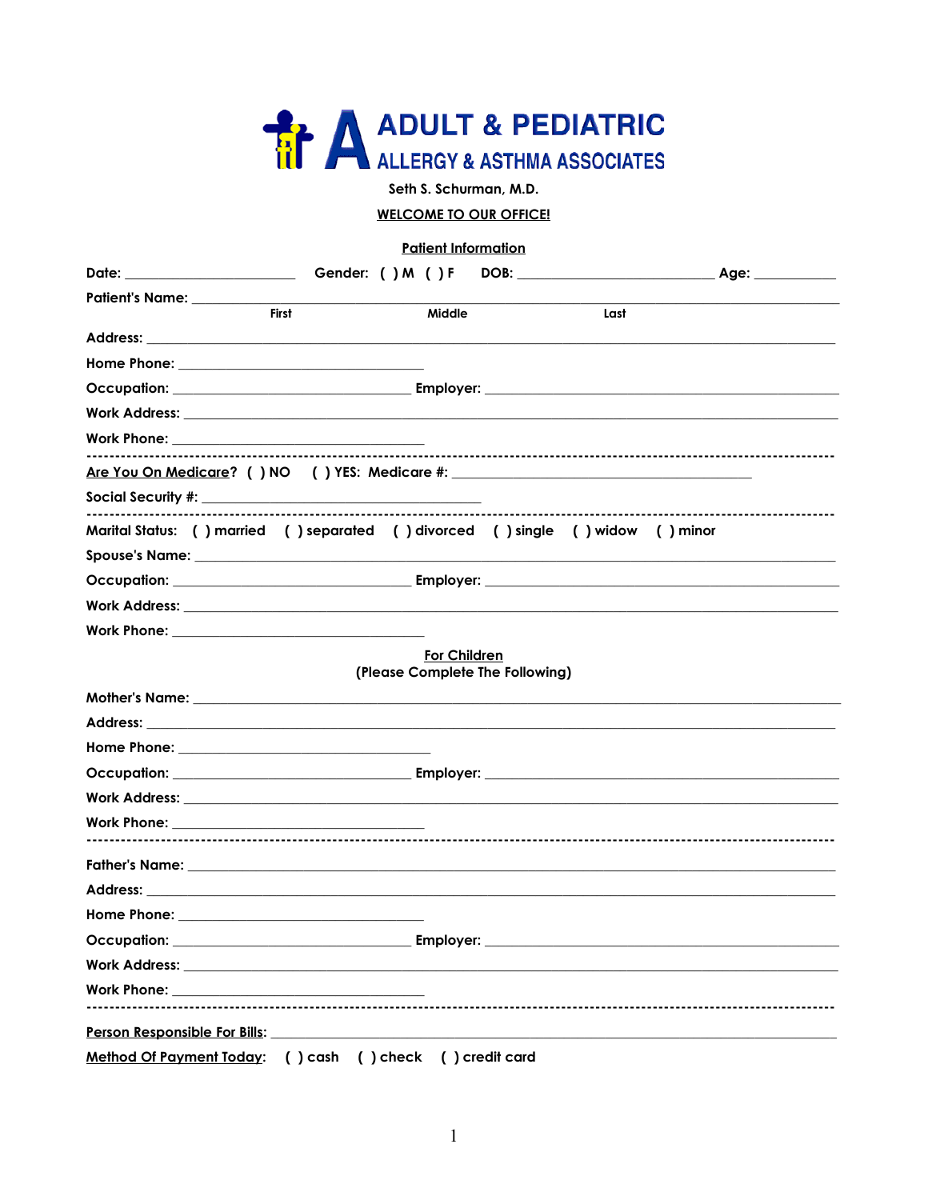# ADULT & PEDIATRIC
## ALLERGY & ASTHMA ASSOCIATES

Seth S. Schurman, M.D.

**WELCOME TO OUR OFFICE!**

**Patient Information**

Date: ______________________ Gender: ( ) M ( ) F DOB: __________________________ Age: ___________

Patient's Name: ______________________________________________________________________
First Middle Last

Address: ______________________________________________________________________________

Home Phone: _________________________________

Occupation: ________________________________ Employer: ____________________________________________

Work Address: _________________________________________________________________________

Work Phone: _________________________________

---

Are You On Medicare? ( ) NO ( ) YES: Medicare #: ________________________________________

Social Security #: _____________________________________

---

Marital Status: ( ) married ( ) separated ( ) divorced ( ) single ( ) widow ( ) minor

Spouse's Name: _________________________________________________________________________

Occupation: ________________________________ Employer: ____________________________________________

Work Address: _________________________________________________________________________

Work Phone: _________________________________

**For Children**
**(Please Complete The Following)**

Mother's Name: _________________________________________________________________________

Address: ______________________________________________________________________________

Home Phone: _________________________________

Occupation: ________________________________ Employer: ____________________________________________

Work Address: _________________________________________________________________________

Work Phone: _________________________________

---

Father's Name: _________________________________________________________________________

Address: ______________________________________________________________________________

Home Phone: _________________________________

Occupation: ________________________________ Employer: ____________________________________________

Work Address: _________________________________________________________________________

Work Phone: _________________________________

---

Person Responsible For Bills: ___________________________________________________________

Method Of Payment Today: ( ) cash ( ) check ( ) credit card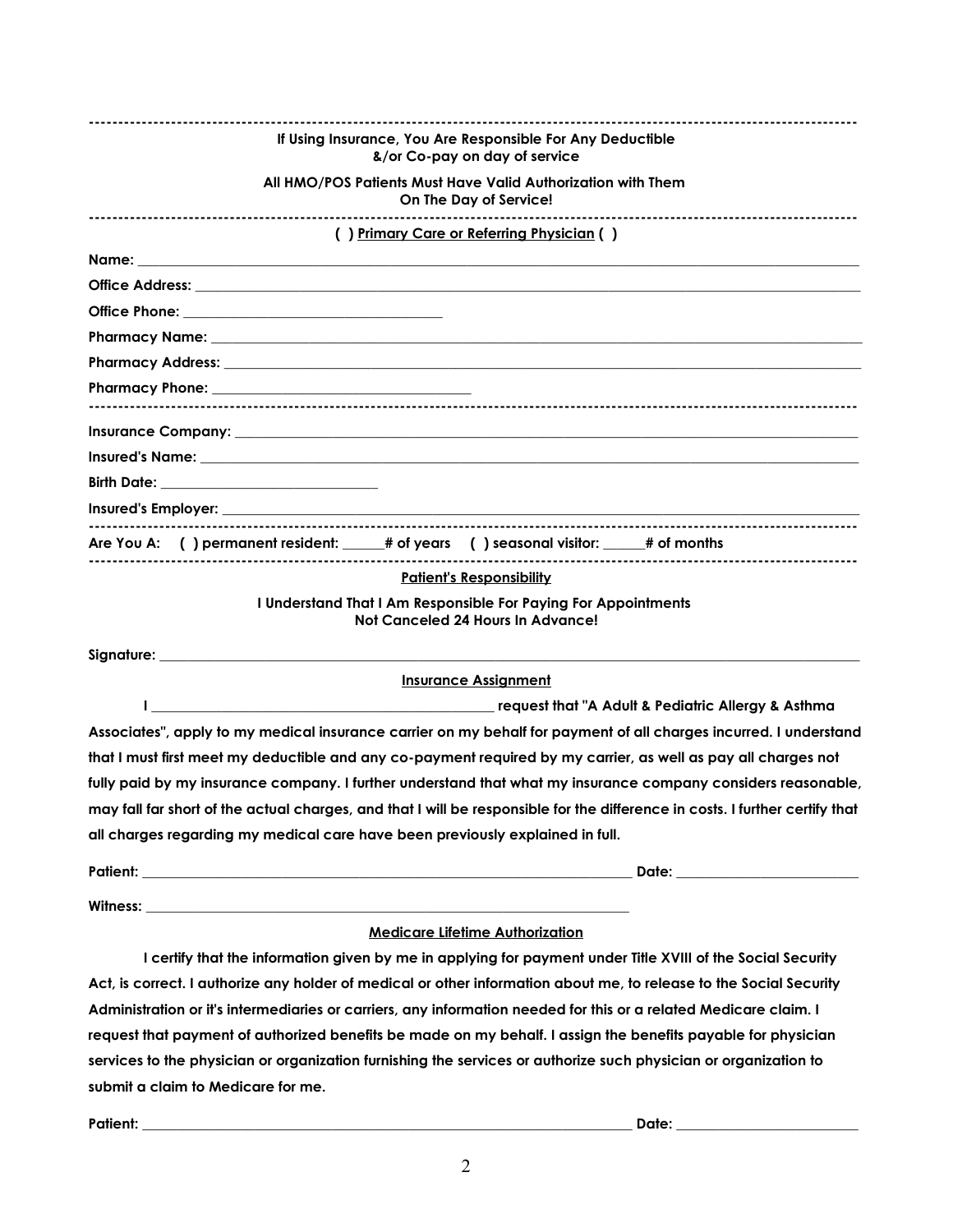---

**If Using Insurance, You Are Responsible For Any Deductible**
**&/or Co-pay on day of service**

**All HMO/POS Patients Must Have Valid Authorization with Them**
**On The Day of Service!**

---

**( ) Primary Care or Referring Physician ( )**

**Name:** ____________________________________________

**Office Address:** ____________________________________________

**Office Phone:** ______________________________

**Pharmacy Name:** ____________________________________________

**Pharmacy Address:** ____________________________________________

**Pharmacy Phone:** ______________________________

---

**Insurance Company:** ____________________________________________

**Insured's Name:** ____________________________________________

**Birth Date:** __________________________

**Insured's Employer:** ____________________________________________

---

**Are You A: ( ) permanent resident: _____# of years ( ) seasonal visitor: _____# of months**

---

**Patient's Responsibility**

**I Understand That I Am Responsible For Paying For Appointments**
**Not Canceled 24 Hours In Advance!**

**Signature:** ____________________________________________

**Insurance Assignment**

**I ____________________________________________ request that "A Adult & Pediatric Allergy & Asthma Associates", apply to my medical insurance carrier on my behalf for payment of all charges incurred. I understand that I must first meet my deductible and any co-payment required by my carrier, as well as pay all charges not fully paid by my insurance company. I further understand that what my insurance company considers reasonable, may fall far short of the actual charges, and that I will be responsible for the difference in costs. I further certify that all charges regarding my medical care have been previously explained in full.**

**Patient:** ____________________________________________ **Date:** ______________________

**Witness:** ____________________________________________

**Medicare Lifetime Authorization**

**I certify that the information given by me in applying for payment under Title XVIII of the Social Security Act, is correct. I authorize any holder of medical or other information about me, to release to the Social Security Administration or it's intermediaries or carriers, any information needed for this or a related Medicare claim. I request that payment of authorized benefits be made on my behalf. I assign the benefits payable for physician services to the physician or organization furnishing the services or authorize such physician or organization to submit a claim to Medicare for me.**

**Patient:** ____________________________________________ **Date:** ______________________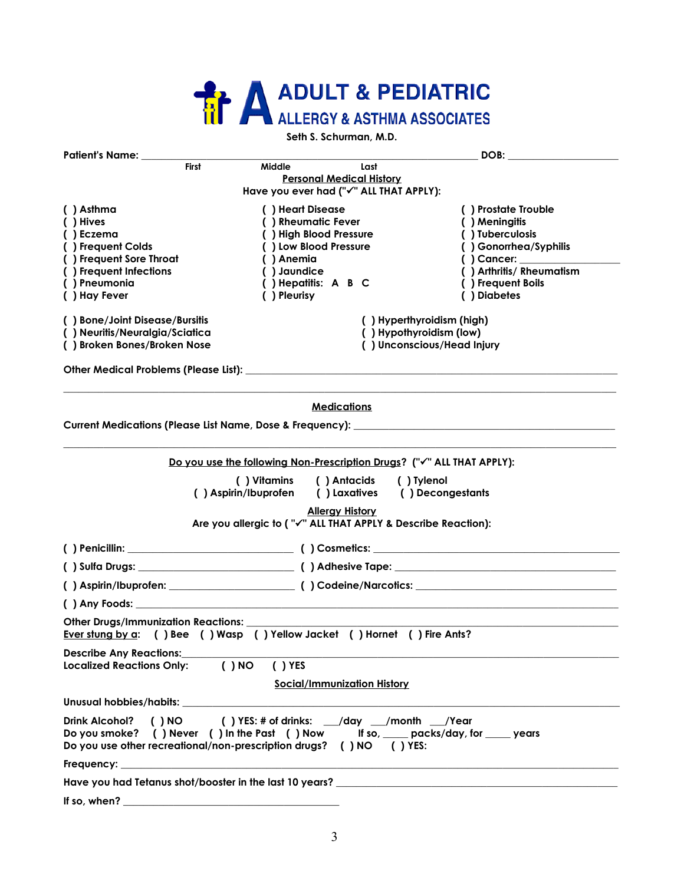# ADULT & PEDIATRIC
## ALLERGY & ASTHMA ASSOCIATES

Seth S. Schurman, M.D.

**Patient's Name:** ______________________________________________ **DOB:** ________________

First Middle Last

### Personal Medical History

**Have you ever had ("✓" ALL THAT APPLY):**

( ) Asthma
( ) Hives
( ) Eczema
( ) Frequent Colds
( ) Frequent Sore Throat
( ) Frequent Infections
( ) Pneumonia
( ) Hay Fever

( ) Heart Disease
( ) Rheumatic Fever
( ) High Blood Pressure
( ) Low Blood Pressure
( ) Anemia
( ) Jaundice
( ) Hepatitis: A B C
( ) Pleurisy

( ) Prostate Trouble
( ) Meningitis
( ) Tuberculosis
( ) Gonorrhea/Syphilis
( ) Cancer: ________________
( ) Arthritis/ Rheumatism
( ) Frequent Boils
( ) Diabetes

( ) Bone/Joint Disease/Bursitis
( ) Neuritis/Neuralgia/Sciatica
( ) Broken Bones/Broken Nose

( ) Hyperthyroidism (high)
( ) Hypothyroidism (low)
( ) Unconscious/Head Injury

**Other Medical Problems (Please List):** ____________________________________________________________

______________________________________________________________________________________

### Medications

**Current Medications (Please List Name, Dose & Frequency):** ________________________________________

______________________________________________________________________________________

**Do you use the following Non-Prescription Drugs? ("✓" ALL THAT APPLY):**

( ) Vitamins ( ) Antacids ( ) Tylenol
( ) Aspirin/Ibuprofen ( ) Laxatives ( ) Decongestants

### Allergy History

**Are you allergic to ( "✓" ALL THAT APPLY & Describe Reaction):**

( ) Penicillin: ______________________ ( ) Cosmetics: ________________________________

( ) Sulfa Drugs: ____________________ ( ) Adhesive Tape: ____________________________

( ) Aspirin/Ibuprofen: ________________ ( ) Codeine/Narcotics: _________________________

( ) Any Foods: ______________________________________________________________________

**Other Drugs/Immunization Reactions:** ____________________________________________________

**Ever stung by a:** ( ) Bee ( ) Wasp ( ) Yellow Jacket ( ) Hornet ( ) Fire Ants?

**Describe Any Reactions:** ______________________________________________________________

**Localized Reactions Only:** ( ) NO ( ) YES

### Social/Immunization History

**Unusual hobbies/habits:** ______________________________________________________________

**Drink Alcohol?** ( ) NO ( ) YES: # of drinks: ___/day ___/month ___/Year

**Do you smoke?** ( ) Never ( ) In the Past ( ) Now If so, _____ packs/day, for _____ years

**Do you use other recreational/non-prescription drugs?** ( ) NO ( ) YES:

**Frequency:** ____________________________________________________________________

**Have you had Tetanus shot/booster in the last 10 years?** _____________________________________

**If so, when?** ______________________________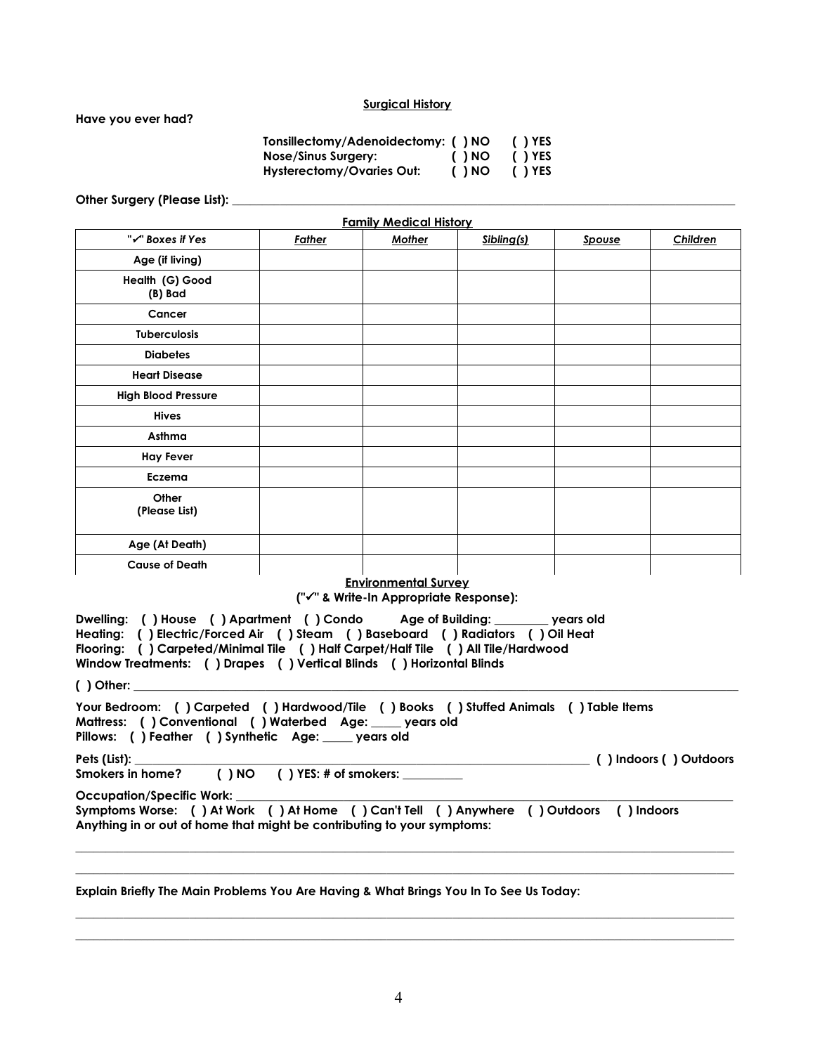## Surgical History

**Have you ever had?**

**Tonsillectomy/Adenoidectomy: ( ) NO ( ) YES**
**Nose/Sinus Surgery: ( ) NO ( ) YES**
**Hysterectomy/Ovaries Out: ( ) NO ( ) YES**

**Other Surgery (Please List):** ______________________________________________

## Family Medical History

| *"✓" Boxes if Yes* | *Father* | *Mother* | *Sibling(s)* | *Spouse* | *Children* |
|---|---|---|---|---|---|
| **Age (if living)** | | | | | |
| **Health (G) Good (B) Bad** | | | | | |
| **Cancer** | | | | | |
| **Tuberculosis** | | | | | |
| **Diabetes** | | | | | |
| **Heart Disease** | | | | | |
| **High Blood Pressure** | | | | | |
| **Hives** | | | | | |
| **Asthma** | | | | | |
| **Hay Fever** | | | | | |
| **Eczema** | | | | | |
| **Other (Please List)** | | | | | |
| **Age (At Death)** | | | | | |
| **Cause of Death** | | | | | |

## Environmental Survey

**("✓" & Write-In Appropriate Response):**

**Dwelling: ( ) House ( ) Apartment ( ) Condo Age of Building: _________ years old**
**Heating: ( ) Electric/Forced Air ( ) Steam ( ) Baseboard ( ) Radiators ( ) Oil Heat**
**Flooring: ( ) Carpeted/Minimal Tile ( ) Half Carpet/Half Tile ( ) All Tile/Hardwood**
**Window Treatments: ( ) Drapes ( ) Vertical Blinds ( ) Horizontal Blinds**

**( ) Other:** ______________________________________________

**Your Bedroom: ( ) Carpeted ( ) Hardwood/Tile ( ) Books ( ) Stuffed Animals ( ) Table Items**
**Mattress: ( ) Conventional ( ) Waterbed Age: _____ years old**
**Pillows: ( ) Feather ( ) Synthetic Age: _____ years old**

**Pets (List):** ______________________________________________ **( ) Indoors ( ) Outdoors**
**Smokers in home? ( ) NO ( ) YES: # of smokers: __________**

**Occupation/Specific Work:** ______________________________________________
**Symptoms Worse: ( ) At Work ( ) At Home ( ) Can't Tell ( ) Anywhere ( ) Outdoors ( ) Indoors**
**Anything in or out of home that might be contributing to your symptoms:**

______________________________________________

______________________________________________

**Explain Briefly The Main Problems You Are Having & What Brings You In To See Us Today:**

______________________________________________

______________________________________________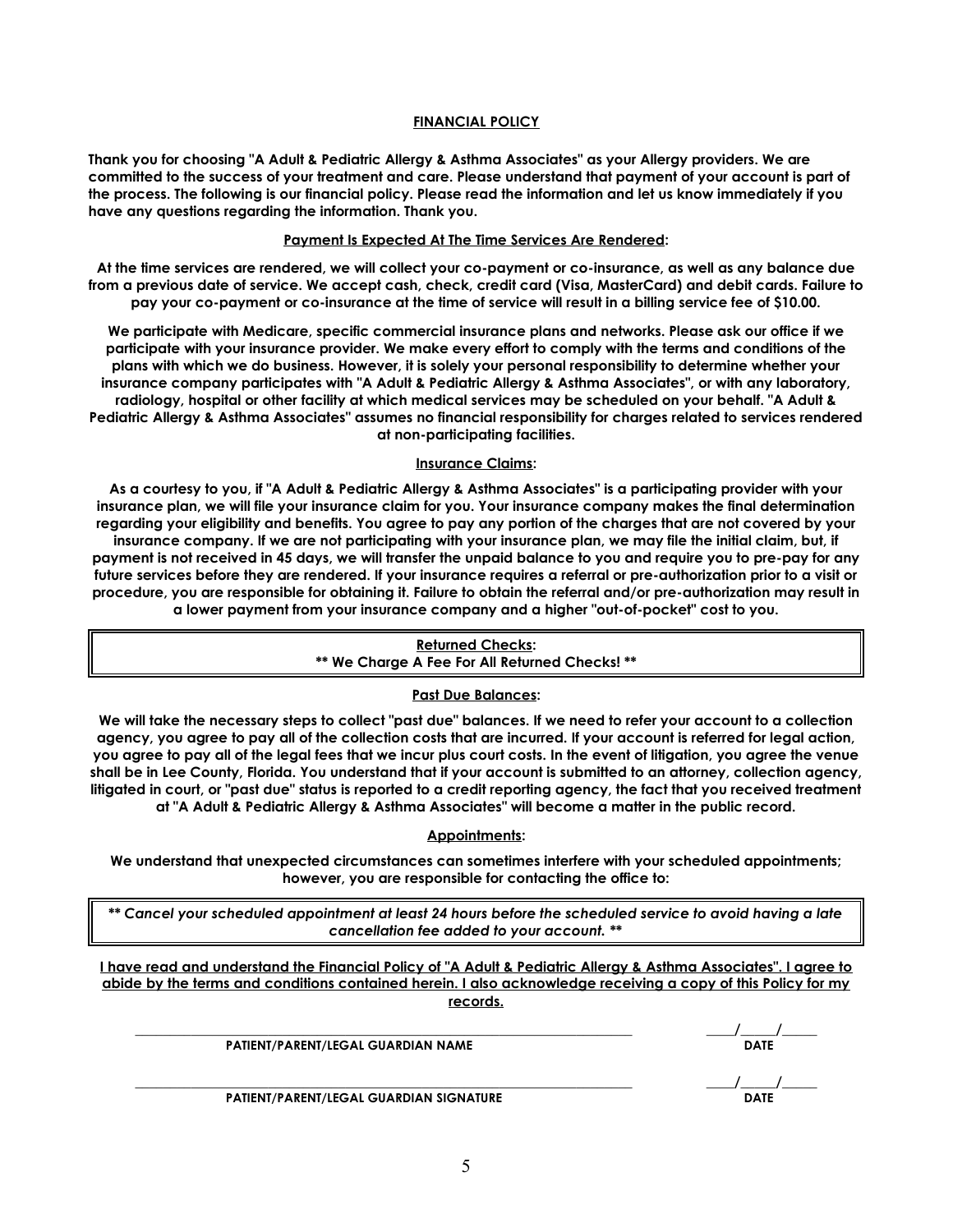## FINANCIAL POLICY

**Thank you for choosing "A Adult & Pediatric Allergy & Asthma Associates" as your Allergy providers. We are committed to the success of your treatment and care. Please understand that payment of your account is part of the process. The following is our financial policy. Please read the information and let us know immediately if you have any questions regarding the information. Thank you.**

### Payment Is Expected At The Time Services Are Rendered:

**At the time services are rendered, we will collect your co-payment or co-insurance, as well as any balance due from a previous date of service. We accept cash, check, credit card (Visa, MasterCard) and debit cards. Failure to pay your co-payment or co-insurance at the time of service will result in a billing service fee of $10.00.**

**We participate with Medicare, specific commercial insurance plans and networks. Please ask our office if we participate with your insurance provider. We make every effort to comply with the terms and conditions of the plans with which we do business. However, it is solely your personal responsibility to determine whether your insurance company participates with "A Adult & Pediatric Allergy & Asthma Associates", or with any laboratory, radiology, hospital or other facility at which medical services may be scheduled on your behalf. "A Adult & Pediatric Allergy & Asthma Associates" assumes no financial responsibility for charges related to services rendered at non-participating facilities.**

### Insurance Claims:

**As a courtesy to you, if "A Adult & Pediatric Allergy & Asthma Associates" is a participating provider with your insurance plan, we will file your insurance claim for you. Your insurance company makes the final determination regarding your eligibility and benefits. You agree to pay any portion of the charges that are not covered by your insurance company. If we are not participating with your insurance plan, we may file the initial claim, but, if payment is not received in 45 days, we will transfer the unpaid balance to you and require you to pre-pay for any future services before they are rendered. If your insurance requires a referral or pre-authorization prior to a visit or procedure, you are responsible for obtaining it. Failure to obtain the referral and/or pre-authorization may result in a lower payment from your insurance company and a higher "out-of-pocket" cost to you.**

### Returned Checks:

**\*\* We Charge A Fee For All Returned Checks! \*\***

### Past Due Balances:

**We will take the necessary steps to collect "past due" balances. If we need to refer your account to a collection agency, you agree to pay all of the collection costs that are incurred. If your account is referred for legal action, you agree to pay all of the legal fees that we incur plus court costs. In the event of litigation, you agree the venue shall be in Lee County, Florida. You understand that if your account is submitted to an attorney, collection agency, litigated in court, or "past due" status is reported to a credit reporting agency, the fact that you received treatment at "A Adult & Pediatric Allergy & Asthma Associates" will become a matter in the public record.**

### Appointments:

**We understand that unexpected circumstances can sometimes interfere with your scheduled appointments; however, you are responsible for contacting the office to:**

***\*\* Cancel your scheduled appointment at least 24 hours before the scheduled service to avoid having a late cancellation fee added to your account. \*\****

**I have read and understand the Financial Policy of "A Adult & Pediatric Allergy & Asthma Associates". I agree to abide by the terms and conditions contained herein. I also acknowledge receiving a copy of this Policy for my records.**

\_\_\_\_\_\_\_\_\_\_\_\_\_\_\_\_\_\_\_\_\_\_\_\_\_\_\_\_\_\_\_\_\_\_\_\_\_\_\_\_\_\_\_\_ ____/____/____

**PATIENT/PARENT/LEGAL GUARDIAN NAME** **DATE**

\_\_\_\_\_\_\_\_\_\_\_\_\_\_\_\_\_\_\_\_\_\_\_\_\_\_\_\_\_\_\_\_\_\_\_\_\_\_\_\_\_\_\_\_ ____/____/____

**PATIENT/PARENT/LEGAL GUARDIAN SIGNATURE** **DATE**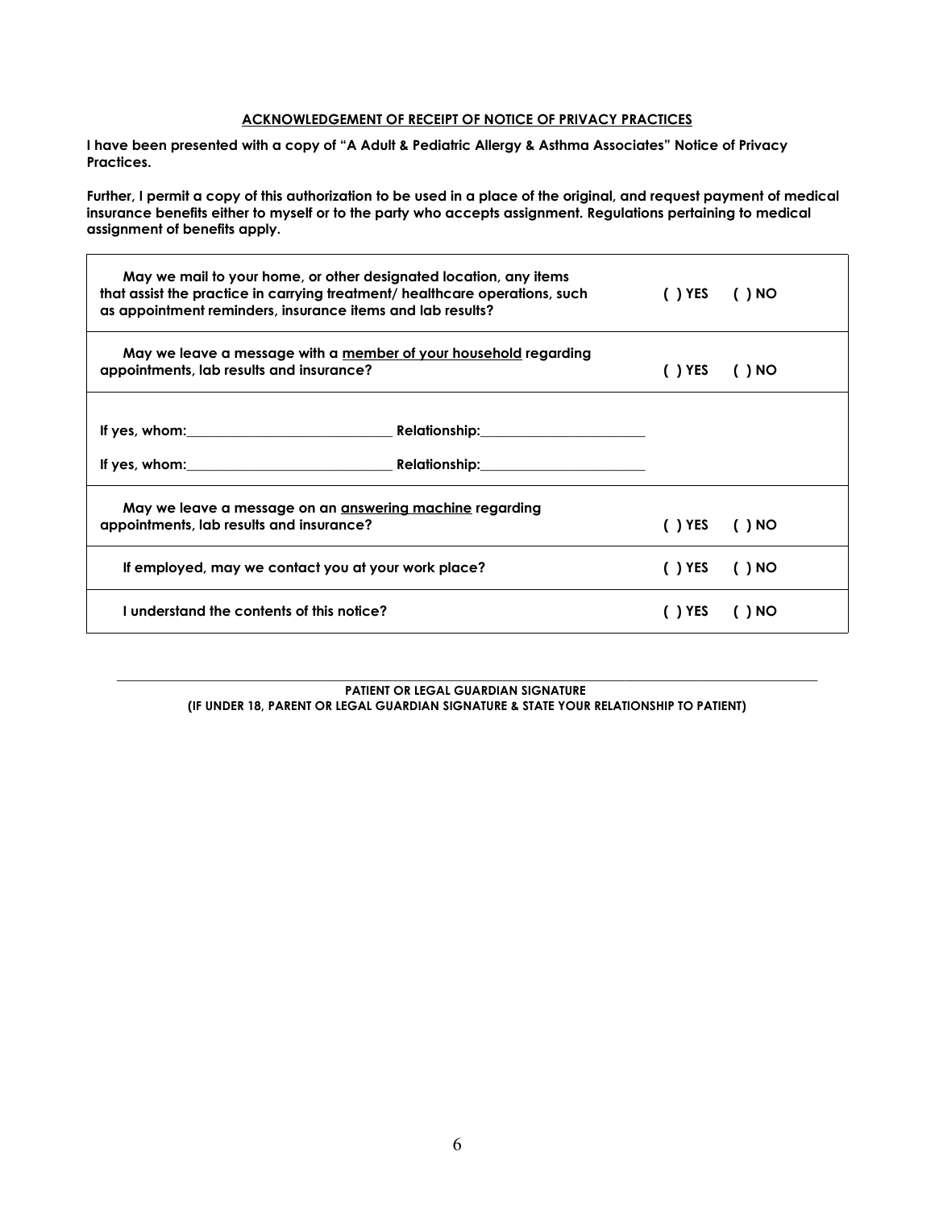## ACKNOWLEDGEMENT OF RECEIPT OF NOTICE OF PRIVACY PRACTICES

**I have been presented with a copy of "A Adult & Pediatric Allergy & Asthma Associates" Notice of Privacy Practices.**

**Further, I permit a copy of this authorization to be used in a place of the original, and request payment of medical insurance benefits either to myself or to the party who accepts assignment. Regulations pertaining to medical assignment of benefits apply.**

| | |
|---|---|
| **May we mail to your home, or other designated location, any items that assist the practice in carrying treatment/ healthcare operations, such as appointment reminders, insurance items and lab results?** | **( ) YES ( ) NO** |
| **May we leave a message with a <u>member of your household</u> regarding appointments, lab results and insurance?** | **( ) YES ( ) NO** |
| **If yes, whom:\_\_\_\_\_\_\_\_\_\_\_\_\_\_\_\_\_\_\_\_ Relationship:\_\_\_\_\_\_\_\_\_\_\_\_\_\_\_\_\_\_\_\_**<br>**If yes, whom:\_\_\_\_\_\_\_\_\_\_\_\_\_\_\_\_\_\_\_\_ Relationship:\_\_\_\_\_\_\_\_\_\_\_\_\_\_\_\_\_\_\_\_** | |
| **May we leave a message on an <u>answering machine</u> regarding appointments, lab results and insurance?** | **( ) YES ( ) NO** |
| **If employed, may we contact you at your work place?** | **( ) YES ( ) NO** |
| **I understand the contents of this notice?** | **( ) YES ( ) NO** |

\_\_\_\_\_\_\_\_\_\_\_\_\_\_\_\_\_\_\_\_\_\_\_\_\_\_\_\_\_\_\_\_\_\_\_\_\_\_\_\_\_\_\_\_\_\_\_\_\_\_\_\_\_\_\_\_

**PATIENT OR LEGAL GUARDIAN SIGNATURE**
**(IF UNDER 18, PARENT OR LEGAL GUARDIAN SIGNATURE & STATE YOUR RELATIONSHIP TO PATIENT)**